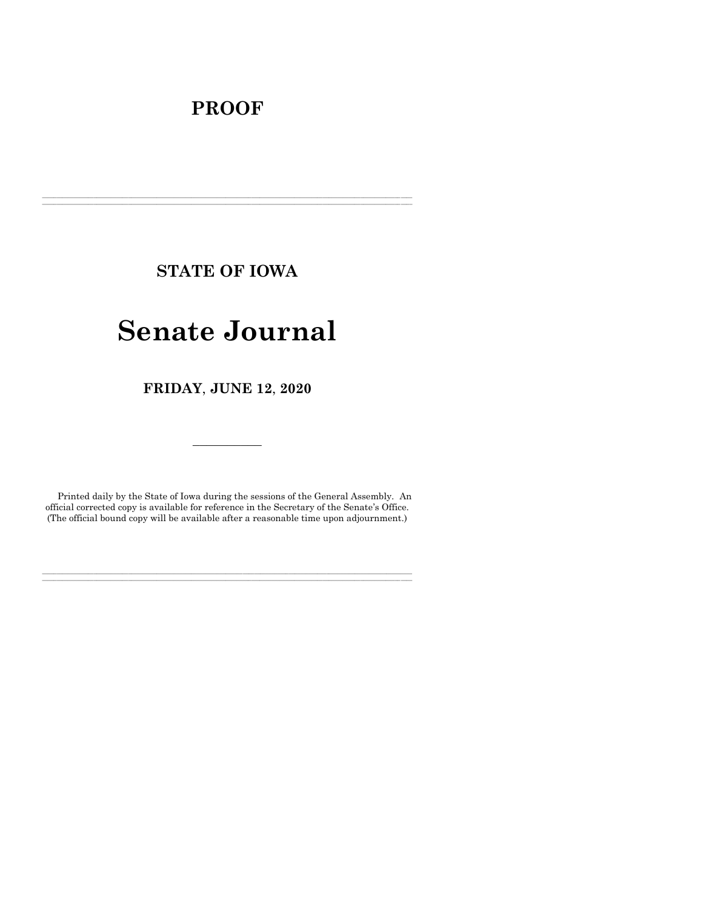# PROOF

---

## STATE OF IOWA

# Senate Journal

## FRIDAY, JUNE 12, 2020

---

Printed daily by the State of Iowa during the sessions of the General Assembly. An official corrected copy is available for reference in the Secretary of the Senate's Office. (The official bound copy will be available after a reasonable time upon adjournment.)

---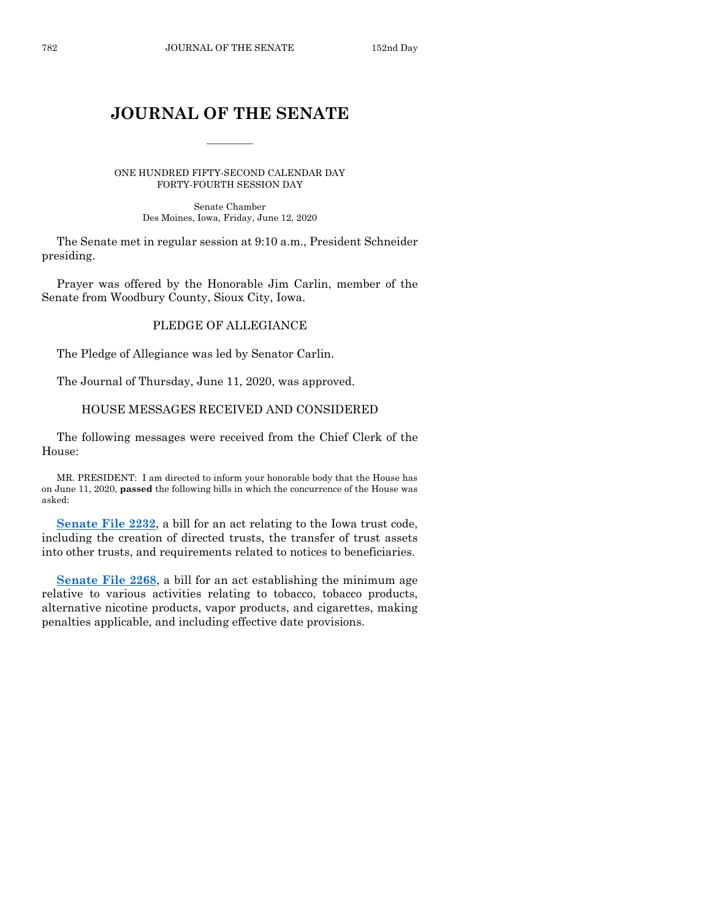# JOURNAL OF THE SENATE

ONE HUNDRED FIFTY-SECOND CALENDAR DAY
FORTY-FOURTH SESSION DAY

Senate Chamber
Des Moines, Iowa, Friday, June 12, 2020

The Senate met in regular session at 9:10 a.m., President Schneider presiding.

Prayer was offered by the Honorable Jim Carlin, member of the Senate from Woodbury County, Sioux City, Iowa.

## PLEDGE OF ALLEGIANCE

The Pledge of Allegiance was led by Senator Carlin.

The Journal of Thursday, June 11, 2020, was approved.

## HOUSE MESSAGES RECEIVED AND CONSIDERED

The following messages were received from the Chief Clerk of the House:

MR. PRESIDENT: I am directed to inform your honorable body that the House has on June 11, 2020, **passed** the following bills in which the concurrence of the House was asked:

**Senate File 2232**, a bill for an act relating to the Iowa trust code, including the creation of directed trusts, the transfer of trust assets into other trusts, and requirements related to notices to beneficiaries.

**Senate File 2268**, a bill for an act establishing the minimum age relative to various activities relating to tobacco, tobacco products, alternative nicotine products, vapor products, and cigarettes, making penalties applicable, and including effective date provisions.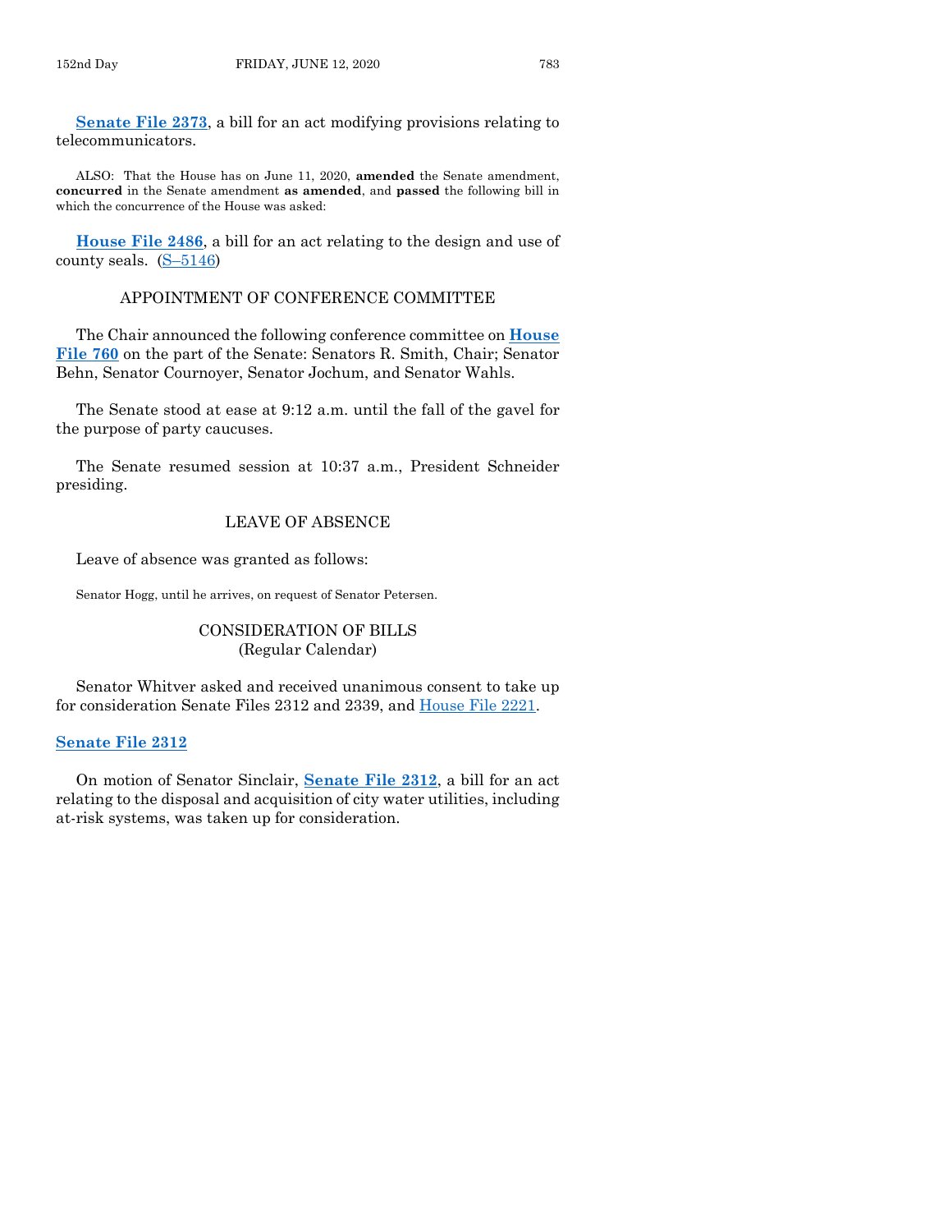**Senate File 2373**, a bill for an act modifying provisions relating to telecommunicators.

ALSO: That the House has on June 11, 2020, **amended** the Senate amendment, **concurred** in the Senate amendment **as amended**, and **passed** the following bill in which the concurrence of the House was asked:

**House File 2486**, a bill for an act relating to the design and use of county seals. (S–5146)

## APPOINTMENT OF CONFERENCE COMMITTEE

The Chair announced the following conference committee on **House File 760** on the part of the Senate: Senators R. Smith, Chair; Senator Behn, Senator Cournoyer, Senator Jochum, and Senator Wahls.

The Senate stood at ease at 9:12 a.m. until the fall of the gavel for the purpose of party caucuses.

The Senate resumed session at 10:37 a.m., President Schneider presiding.

## LEAVE OF ABSENCE

Leave of absence was granted as follows:

Senator Hogg, until he arrives, on request of Senator Petersen.

## CONSIDERATION OF BILLS
(Regular Calendar)

Senator Whitver asked and received unanimous consent to take up for consideration Senate Files 2312 and 2339, and House File 2221.

**Senate File 2312**

On motion of Senator Sinclair, **Senate File 2312**, a bill for an act relating to the disposal and acquisition of city water utilities, including at-risk systems, was taken up for consideration.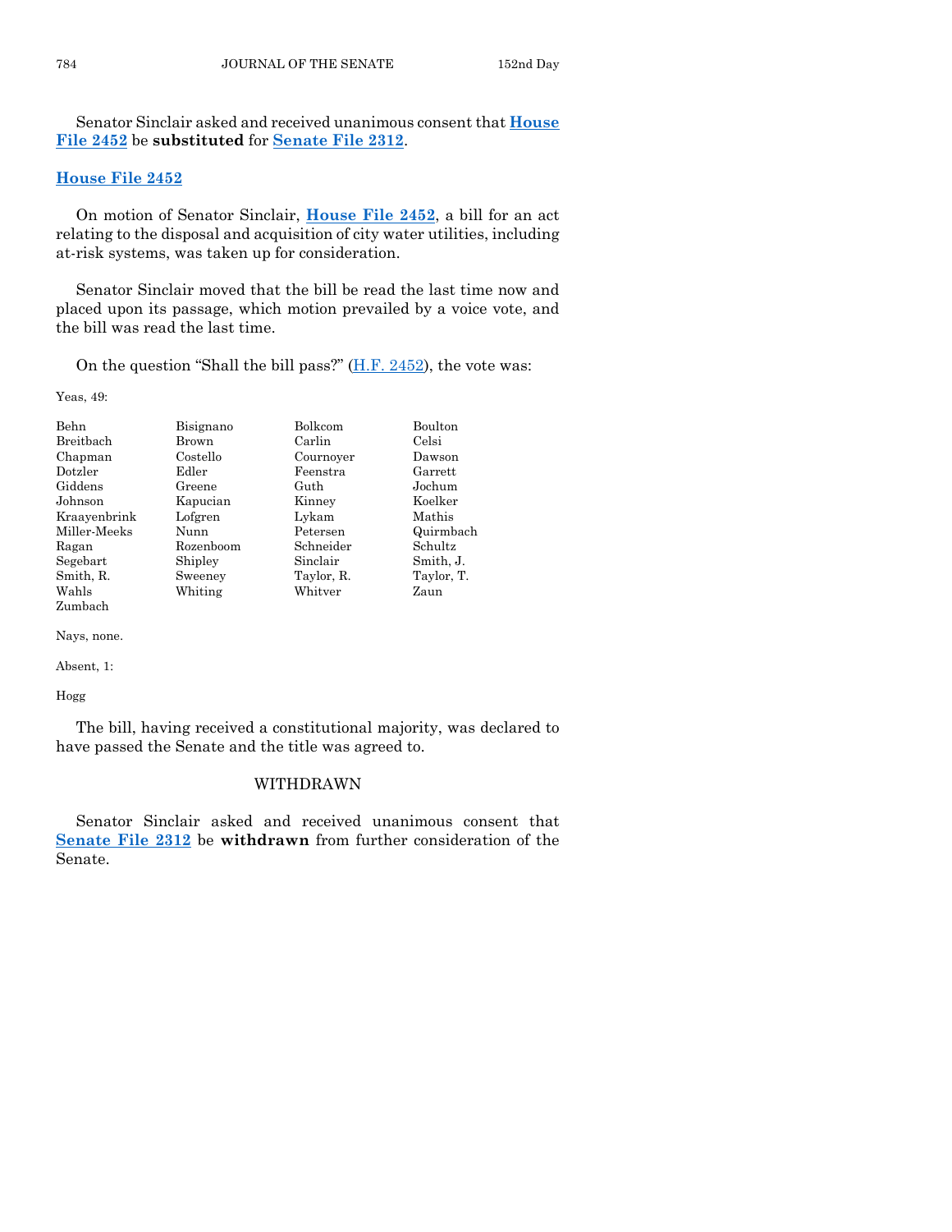Senator Sinclair asked and received unanimous consent that **House File 2452** be **substituted** for **Senate File 2312**.

## House File 2452

On motion of Senator Sinclair, **House File 2452**, a bill for an act relating to the disposal and acquisition of city water utilities, including at-risk systems, was taken up for consideration.

Senator Sinclair moved that the bill be read the last time now and placed upon its passage, which motion prevailed by a voice vote, and the bill was read the last time.

On the question "Shall the bill pass?" (H.F. 2452), the vote was:

Yeas, 49:

| | | | |
|---|---|---|---|
| Behn | Bisignano | Bolkcom | Boulton |
| Breitbach | Brown | Carlin | Celsi |
| Chapman | Costello | Cournoyer | Dawson |
| Dotzler | Edler | Feenstra | Garrett |
| Giddens | Greene | Guth | Jochum |
| Johnson | Kapucian | Kinney | Koelker |
| Kraayenbrink | Lofgren | Lykam | Mathis |
| Miller-Meeks | Nunn | Petersen | Quirmbach |
| Ragan | Rozenboom | Schneider | Schultz |
| Segebart | Shipley | Sinclair | Smith, J. |
| Smith, R. | Sweeney | Taylor, R. | Taylor, T. |
| Wahls | Whiting | Whitver | Zaun |
| Zumbach | | | |

Nays, none.

Absent, 1:

Hogg

The bill, having received a constitutional majority, was declared to have passed the Senate and the title was agreed to.

## WITHDRAWN

Senator Sinclair asked and received unanimous consent that **Senate File 2312** be **withdrawn** from further consideration of the Senate.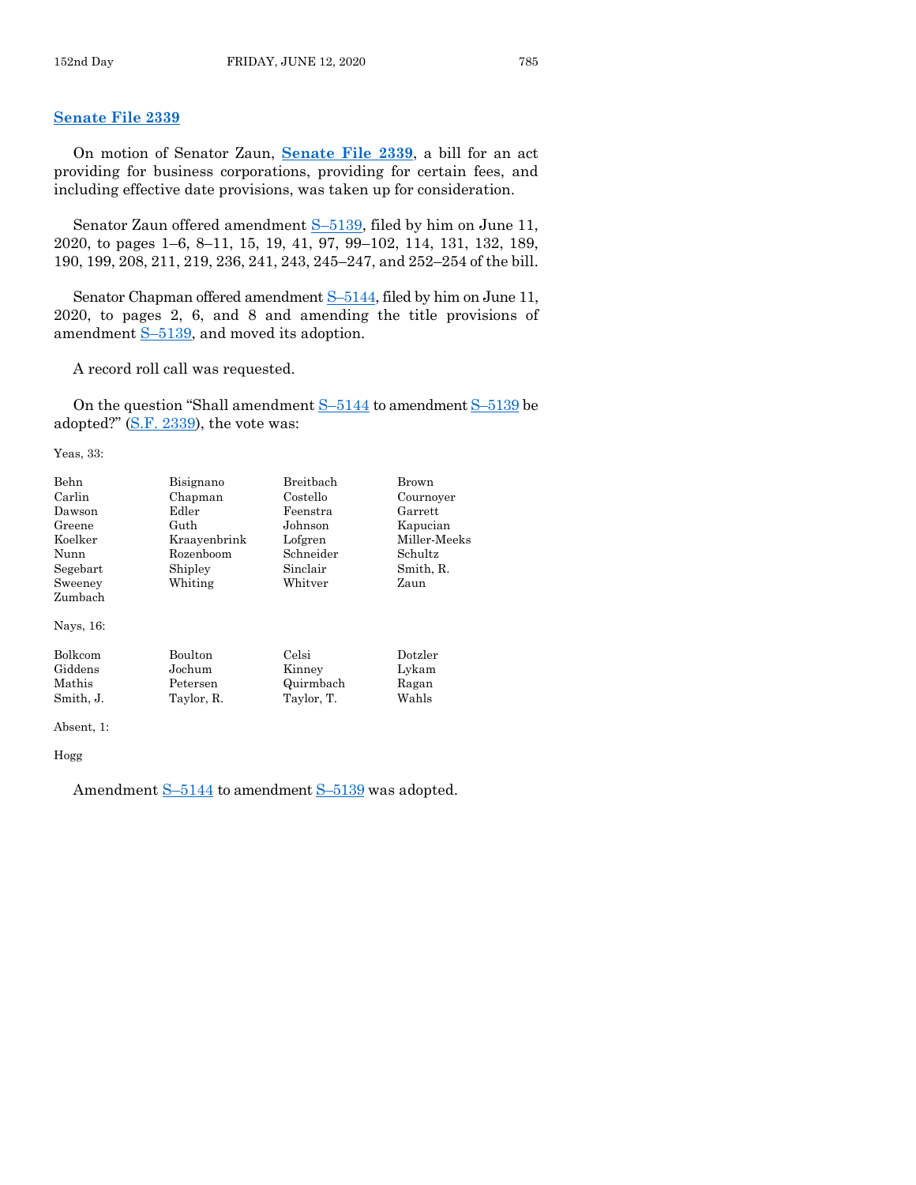## Senate File 2339

On motion of Senator Zaun, **Senate File 2339**, a bill for an act providing for business corporations, providing for certain fees, and including effective date provisions, was taken up for consideration.

Senator Zaun offered amendment S–5139, filed by him on June 11, 2020, to pages 1–6, 8–11, 15, 19, 41, 97, 99–102, 114, 131, 132, 189, 190, 199, 208, 211, 219, 236, 241, 243, 245–247, and 252–254 of the bill.

Senator Chapman offered amendment S–5144, filed by him on June 11, 2020, to pages 2, 6, and 8 and amending the title provisions of amendment S–5139, and moved its adoption.

A record roll call was requested.

On the question "Shall amendment S–5144 to amendment S–5139 be adopted?" (S.F. 2339), the vote was:

Yeas, 33:

| | | | |
|---|---|---|---|
| Behn | Bisignano | Breitbach | Brown |
| Carlin | Chapman | Costello | Cournoyer |
| Dawson | Edler | Feenstra | Garrett |
| Greene | Guth | Johnson | Kapucian |
| Koelker | Kraayenbrink | Lofgren | Miller-Meeks |
| Nunn | Rozenboom | Schneider | Schultz |
| Segebart | Shipley | Sinclair | Smith, R. |
| Sweeney | Whiting | Whitver | Zaun |
| Zumbach | | | |

Nays, 16:

| | | | |
|---|---|---|---|
| Bolkcom | Boulton | Celsi | Dotzler |
| Giddens | Jochum | Kinney | Lykam |
| Mathis | Petersen | Quirmbach | Ragan |
| Smith, J. | Taylor, R. | Taylor, T. | Wahls |

Absent, 1:

Hogg

Amendment S–5144 to amendment S–5139 was adopted.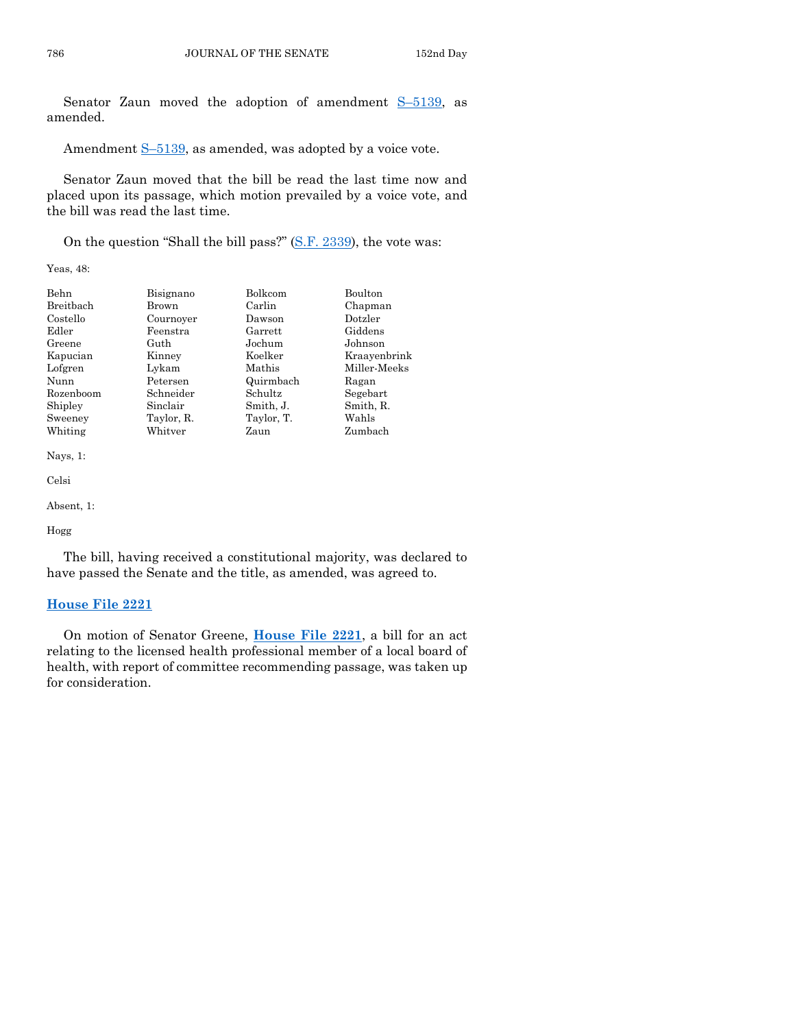Senator Zaun moved the adoption of amendment S–5139, as amended.

Amendment S–5139, as amended, was adopted by a voice vote.

Senator Zaun moved that the bill be read the last time now and placed upon its passage, which motion prevailed by a voice vote, and the bill was read the last time.

On the question "Shall the bill pass?" (S.F. 2339), the vote was:

Yeas, 48:

| | | | |
|---|---|---|---|
| Behn | Bisignano | Bolkcom | Boulton |
| Breitbach | Brown | Carlin | Chapman |
| Costello | Cournoyer | Dawson | Dotzler |
| Edler | Feenstra | Garrett | Giddens |
| Greene | Guth | Jochum | Johnson |
| Kapucian | Kinney | Koelker | Kraayenbrink |
| Lofgren | Lykam | Mathis | Miller-Meeks |
| Nunn | Petersen | Quirmbach | Ragan |
| Rozenboom | Schneider | Schultz | Segebart |
| Shipley | Sinclair | Smith, J. | Smith, R. |
| Sweeney | Taylor, R. | Taylor, T. | Wahls |
| Whiting | Whitver | Zaun | Zumbach |

Nays, 1:

Celsi

Absent, 1:

Hogg

The bill, having received a constitutional majority, was declared to have passed the Senate and the title, as amended, was agreed to.

## House File 2221

On motion of Senator Greene, **House File 2221**, a bill for an act relating to the licensed health professional member of a local board of health, with report of committee recommending passage, was taken up for consideration.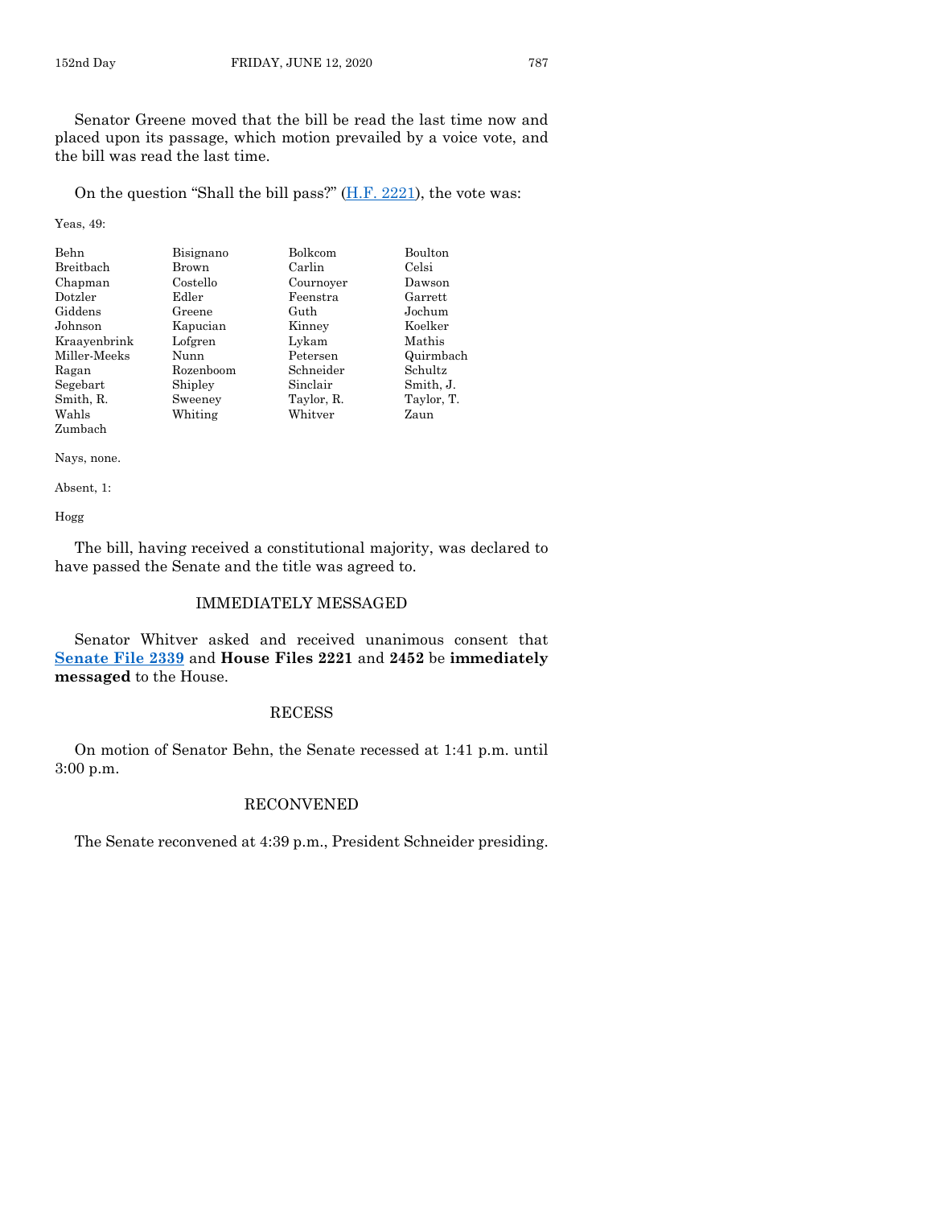Senator Greene moved that the bill be read the last time now and placed upon its passage, which motion prevailed by a voice vote, and the bill was read the last time.

On the question "Shall the bill pass?" (H.F. 2221), the vote was:

Yeas, 49:

| | | | |
|---|---|---|---|
| Behn | Bisignano | Bolkcom | Boulton |
| Breitbach | Brown | Carlin | Celsi |
| Chapman | Costello | Cournoyer | Dawson |
| Dotzler | Edler | Feenstra | Garrett |
| Giddens | Greene | Guth | Jochum |
| Johnson | Kapucian | Kinney | Koelker |
| Kraayenbrink | Lofgren | Lykam | Mathis |
| Miller-Meeks | Nunn | Petersen | Quirmbach |
| Ragan | Rozenboom | Schneider | Schultz |
| Segebart | Shipley | Sinclair | Smith, J. |
| Smith, R. | Sweeney | Taylor, R. | Taylor, T. |
| Wahls | Whiting | Whitver | Zaun |
| Zumbach | | | |

Nays, none.

Absent, 1:

Hogg

The bill, having received a constitutional majority, was declared to have passed the Senate and the title was agreed to.

## IMMEDIATELY MESSAGED

Senator Whitver asked and received unanimous consent that **Senate File 2339** and **House Files 2221** and **2452** be **immediately messaged** to the House.

## RECESS

On motion of Senator Behn, the Senate recessed at 1:41 p.m. until 3:00 p.m.

## RECONVENED

The Senate reconvened at 4:39 p.m., President Schneider presiding.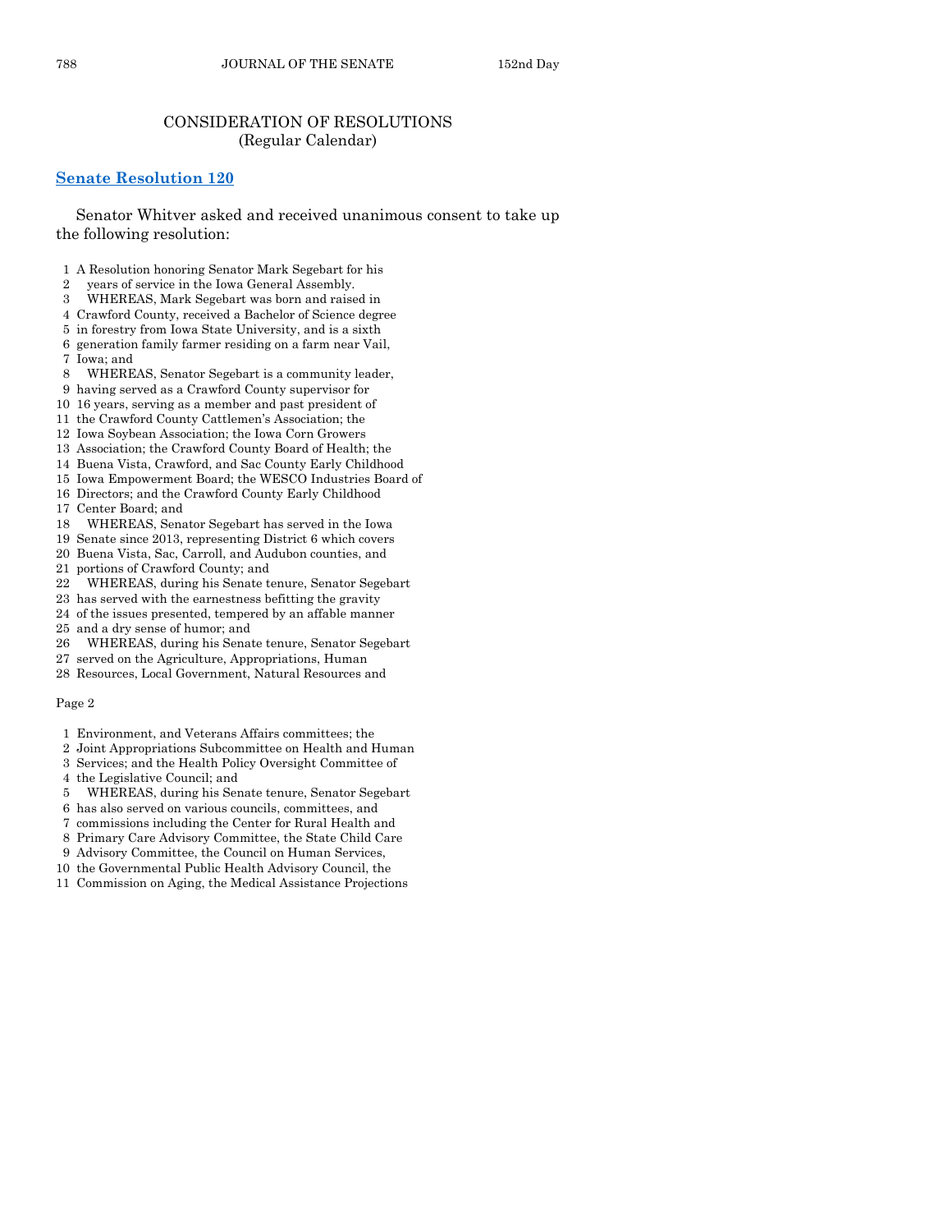## CONSIDERATION OF RESOLUTIONS
(Regular Calendar)

### Senate Resolution 120

Senator Whitver asked and received unanimous consent to take up the following resolution:

1 A Resolution honoring Senator Mark Segebart for his
2 years of service in the Iowa General Assembly.
3 WHEREAS, Mark Segebart was born and raised in
4 Crawford County, received a Bachelor of Science degree
5 in forestry from Iowa State University, and is a sixth
6 generation family farmer residing on a farm near Vail,
7 Iowa; and
8 WHEREAS, Senator Segebart is a community leader,
9 having served as a Crawford County supervisor for
10 16 years, serving as a member and past president of
11 the Crawford County Cattlemen's Association; the
12 Iowa Soybean Association; the Iowa Corn Growers
13 Association; the Crawford County Board of Health; the
14 Buena Vista, Crawford, and Sac County Early Childhood
15 Iowa Empowerment Board; the WESCO Industries Board of
16 Directors; and the Crawford County Early Childhood
17 Center Board; and
18 WHEREAS, Senator Segebart has served in the Iowa
19 Senate since 2013, representing District 6 which covers
20 Buena Vista, Sac, Carroll, and Audubon counties, and
21 portions of Crawford County; and
22 WHEREAS, during his Senate tenure, Senator Segebart
23 has served with the earnestness befitting the gravity
24 of the issues presented, tempered by an affable manner
25 and a dry sense of humor; and
26 WHEREAS, during his Senate tenure, Senator Segebart
27 served on the Agriculture, Appropriations, Human
28 Resources, Local Government, Natural Resources and

Page 2

1 Environment, and Veterans Affairs committees; the
2 Joint Appropriations Subcommittee on Health and Human
3 Services; and the Health Policy Oversight Committee of
4 the Legislative Council; and
5 WHEREAS, during his Senate tenure, Senator Segebart
6 has also served on various councils, committees, and
7 commissions including the Center for Rural Health and
8 Primary Care Advisory Committee, the State Child Care
9 Advisory Committee, the Council on Human Services,
10 the Governmental Public Health Advisory Council, the
11 Commission on Aging, the Medical Assistance Projections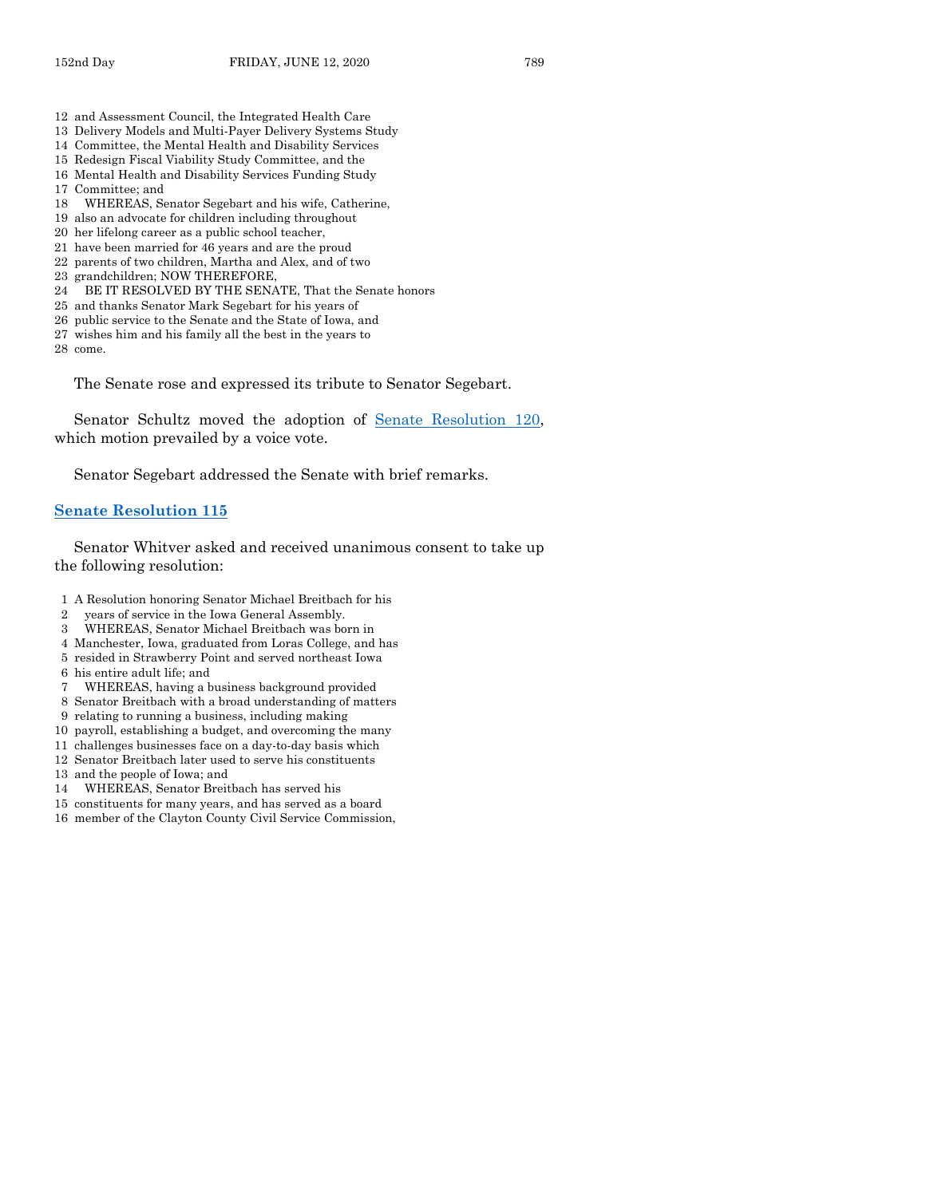12 and Assessment Council, the Integrated Health Care
13 Delivery Models and Multi-Payer Delivery Systems Study
14 Committee, the Mental Health and Disability Services
15 Redesign Fiscal Viability Study Committee, and the
16 Mental Health and Disability Services Funding Study
17 Committee; and
18 WHEREAS, Senator Segebart and his wife, Catherine,
19 also an advocate for children including throughout
20 her lifelong career as a public school teacher,
21 have been married for 46 years and are the proud
22 parents of two children, Martha and Alex, and of two
23 grandchildren; NOW THEREFORE,
24 BE IT RESOLVED BY THE SENATE, That the Senate honors
25 and thanks Senator Mark Segebart for his years of
26 public service to the Senate and the State of Iowa, and
27 wishes him and his family all the best in the years to
28 come.

The Senate rose and expressed its tribute to Senator Segebart.

Senator Schultz moved the adoption of Senate Resolution 120, which motion prevailed by a voice vote.

Senator Segebart addressed the Senate with brief remarks.

## Senate Resolution 115

Senator Whitver asked and received unanimous consent to take up the following resolution:

1 A Resolution honoring Senator Michael Breitbach for his
2 years of service in the Iowa General Assembly.
3 WHEREAS, Senator Michael Breitbach was born in
4 Manchester, Iowa, graduated from Loras College, and has
5 resided in Strawberry Point and served northeast Iowa
6 his entire adult life; and
7 WHEREAS, having a business background provided
8 Senator Breitbach with a broad understanding of matters
9 relating to running a business, including making
10 payroll, establishing a budget, and overcoming the many
11 challenges businesses face on a day-to-day basis which
12 Senator Breitbach later used to serve his constituents
13 and the people of Iowa; and
14 WHEREAS, Senator Breitbach has served his
15 constituents for many years, and has served as a board
16 member of the Clayton County Civil Service Commission,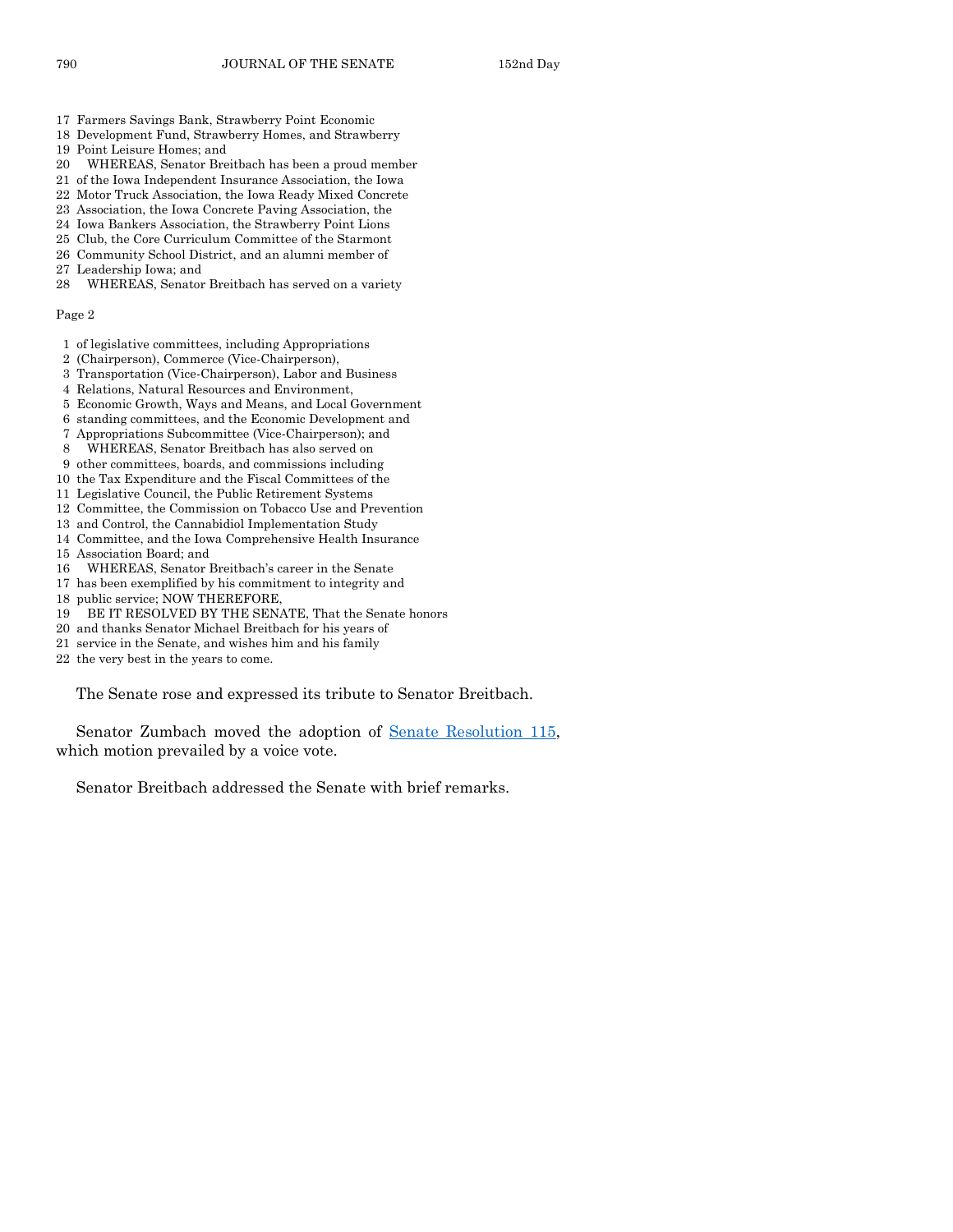17 Farmers Savings Bank, Strawberry Point Economic
18 Development Fund, Strawberry Homes, and Strawberry
19 Point Leisure Homes; and
20 WHEREAS, Senator Breitbach has been a proud member
21 of the Iowa Independent Insurance Association, the Iowa
22 Motor Truck Association, the Iowa Ready Mixed Concrete
23 Association, the Iowa Concrete Paving Association, the
24 Iowa Bankers Association, the Strawberry Point Lions
25 Club, the Core Curriculum Committee of the Starmont
26 Community School District, and an alumni member of
27 Leadership Iowa; and
28 WHEREAS, Senator Breitbach has served on a variety

Page 2

1 of legislative committees, including Appropriations
2 (Chairperson), Commerce (Vice-Chairperson),
3 Transportation (Vice-Chairperson), Labor and Business
4 Relations, Natural Resources and Environment,
5 Economic Growth, Ways and Means, and Local Government
6 standing committees, and the Economic Development and
7 Appropriations Subcommittee (Vice-Chairperson); and
8 WHEREAS, Senator Breitbach has also served on
9 other committees, boards, and commissions including
10 the Tax Expenditure and the Fiscal Committees of the
11 Legislative Council, the Public Retirement Systems
12 Committee, the Commission on Tobacco Use and Prevention
13 and Control, the Cannabidiol Implementation Study
14 Committee, and the Iowa Comprehensive Health Insurance
15 Association Board; and
16 WHEREAS, Senator Breitbach's career in the Senate
17 has been exemplified by his commitment to integrity and
18 public service; NOW THEREFORE,
19 BE IT RESOLVED BY THE SENATE, That the Senate honors
20 and thanks Senator Michael Breitbach for his years of
21 service in the Senate, and wishes him and his family
22 the very best in the years to come.

The Senate rose and expressed its tribute to Senator Breitbach.

Senator Zumbach moved the adoption of Senate Resolution 115, which motion prevailed by a voice vote.

Senator Breitbach addressed the Senate with brief remarks.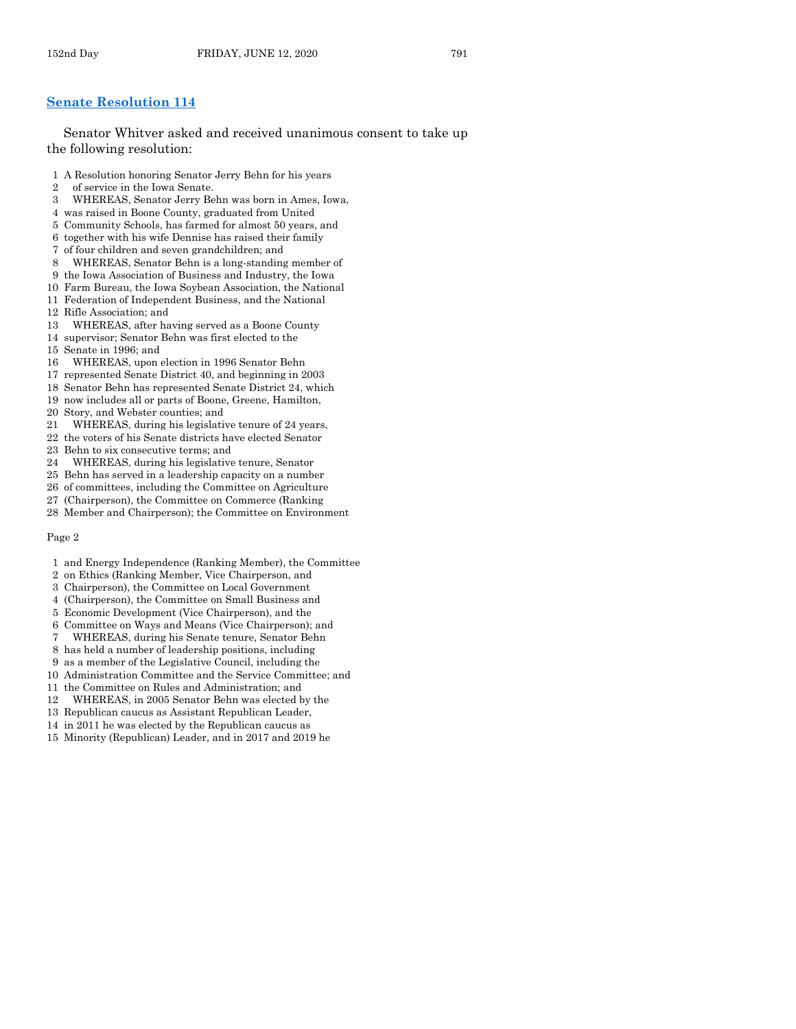## Senate Resolution 114

Senator Whitver asked and received unanimous consent to take up the following resolution:

1 A Resolution honoring Senator Jerry Behn for his years
2 of service in the Iowa Senate.
3 WHEREAS, Senator Jerry Behn was born in Ames, Iowa,
4 was raised in Boone County, graduated from United
5 Community Schools, has farmed for almost 50 years, and
6 together with his wife Dennise has raised their family
7 of four children and seven grandchildren; and
8 WHEREAS, Senator Behn is a long-standing member of
9 the Iowa Association of Business and Industry, the Iowa
10 Farm Bureau, the Iowa Soybean Association, the National
11 Federation of Independent Business, and the National
12 Rifle Association; and
13 WHEREAS, after having served as a Boone County
14 supervisor; Senator Behn was first elected to the
15 Senate in 1996; and
16 WHEREAS, upon election in 1996 Senator Behn
17 represented Senate District 40, and beginning in 2003
18 Senator Behn has represented Senate District 24, which
19 now includes all or parts of Boone, Greene, Hamilton,
20 Story, and Webster counties; and
21 WHEREAS, during his legislative tenure of 24 years,
22 the voters of his Senate districts have elected Senator
23 Behn to six consecutive terms; and
24 WHEREAS, during his legislative tenure, Senator
25 Behn has served in a leadership capacity on a number
26 of committees, including the Committee on Agriculture
27 (Chairperson), the Committee on Commerce (Ranking
28 Member and Chairperson); the Committee on Environment

Page 2

1 and Energy Independence (Ranking Member), the Committee
2 on Ethics (Ranking Member, Vice Chairperson, and
3 Chairperson), the Committee on Local Government
4 (Chairperson), the Committee on Small Business and
5 Economic Development (Vice Chairperson), and the
6 Committee on Ways and Means (Vice Chairperson); and
7 WHEREAS, during his Senate tenure, Senator Behn
8 has held a number of leadership positions, including
9 as a member of the Legislative Council, including the
10 Administration Committee and the Service Committee; and
11 the Committee on Rules and Administration; and
12 WHEREAS, in 2005 Senator Behn was elected by the
13 Republican caucus as Assistant Republican Leader,
14 in 2011 he was elected by the Republican caucus as
15 Minority (Republican) Leader, and in 2017 and 2019 he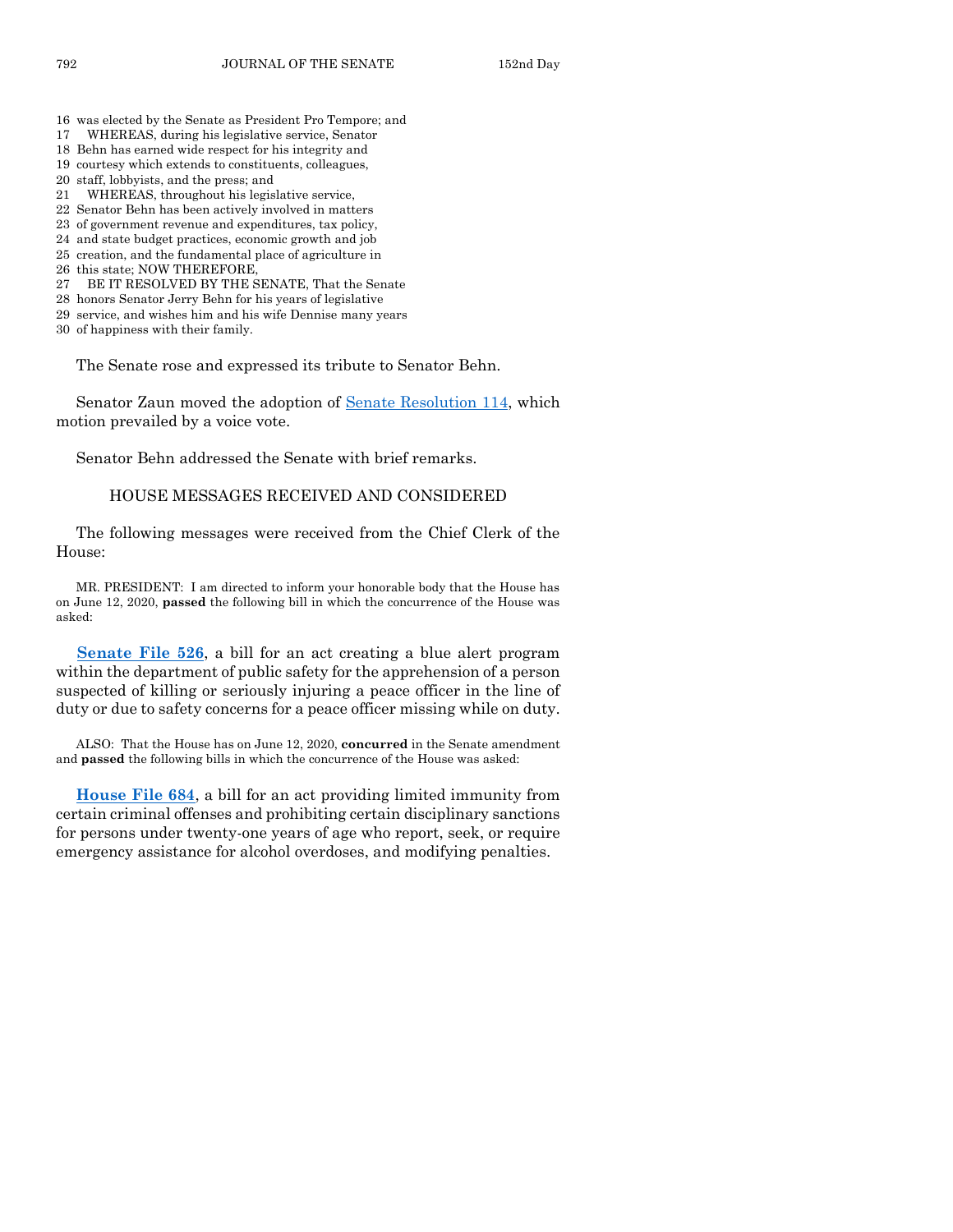16 was elected by the Senate as President Pro Tempore; and
17 WHEREAS, during his legislative service, Senator
18 Behn has earned wide respect for his integrity and
19 courtesy which extends to constituents, colleagues,
20 staff, lobbyists, and the press; and
21 WHEREAS, throughout his legislative service,
22 Senator Behn has been actively involved in matters
23 of government revenue and expenditures, tax policy,
24 and state budget practices, economic growth and job
25 creation, and the fundamental place of agriculture in
26 this state; NOW THEREFORE,
27 BE IT RESOLVED BY THE SENATE, That the Senate
28 honors Senator Jerry Behn for his years of legislative
29 service, and wishes him and his wife Dennise many years
30 of happiness with their family.

The Senate rose and expressed its tribute to Senator Behn.

Senator Zaun moved the adoption of Senate Resolution 114, which motion prevailed by a voice vote.

Senator Behn addressed the Senate with brief remarks.

## HOUSE MESSAGES RECEIVED AND CONSIDERED

The following messages were received from the Chief Clerk of the House:

MR. PRESIDENT: I am directed to inform your honorable body that the House has on June 12, 2020, **passed** the following bill in which the concurrence of the House was asked:

**Senate File 526**, a bill for an act creating a blue alert program within the department of public safety for the apprehension of a person suspected of killing or seriously injuring a peace officer in the line of duty or due to safety concerns for a peace officer missing while on duty.

ALSO: That the House has on June 12, 2020, **concurred** in the Senate amendment and **passed** the following bills in which the concurrence of the House was asked:

**House File 684**, a bill for an act providing limited immunity from certain criminal offenses and prohibiting certain disciplinary sanctions for persons under twenty-one years of age who report, seek, or require emergency assistance for alcohol overdoses, and modifying penalties.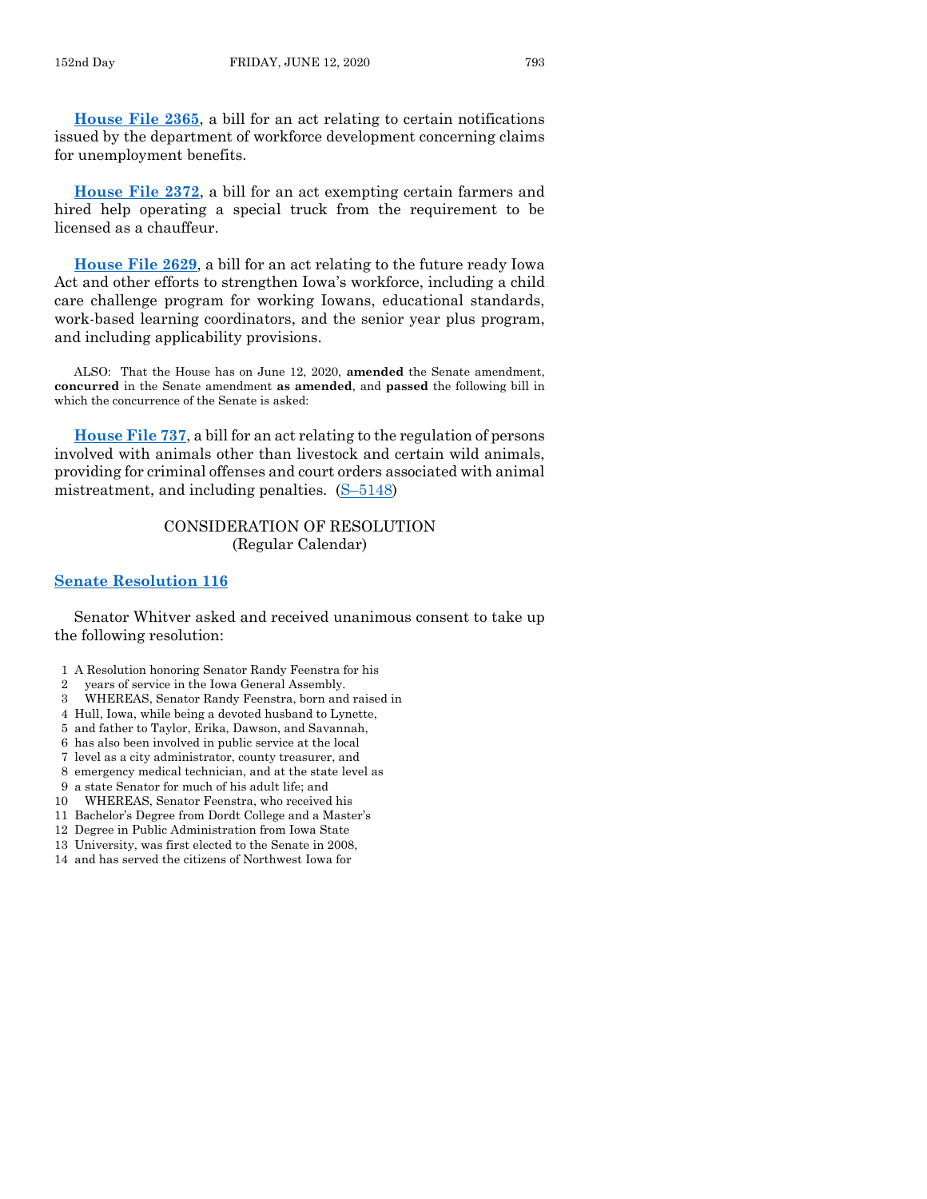**House File 2365**, a bill for an act relating to certain notifications issued by the department of workforce development concerning claims for unemployment benefits.

**House File 2372**, a bill for an act exempting certain farmers and hired help operating a special truck from the requirement to be licensed as a chauffeur.

**House File 2629**, a bill for an act relating to the future ready Iowa Act and other efforts to strengthen Iowa's workforce, including a child care challenge program for working Iowans, educational standards, work-based learning coordinators, and the senior year plus program, and including applicability provisions.

ALSO: That the House has on June 12, 2020, **amended** the Senate amendment, **concurred** in the Senate amendment **as amended**, and **passed** the following bill in which the concurrence of the Senate is asked:

**House File 737**, a bill for an act relating to the regulation of persons involved with animals other than livestock and certain wild animals, providing for criminal offenses and court orders associated with animal mistreatment, and including penalties. (S–5148)

## CONSIDERATION OF RESOLUTION
(Regular Calendar)

### Senate Resolution 116

Senator Whitver asked and received unanimous consent to take up the following resolution:

1 A Resolution honoring Senator Randy Feenstra for his
2 years of service in the Iowa General Assembly.
3 WHEREAS, Senator Randy Feenstra, born and raised in
4 Hull, Iowa, while being a devoted husband to Lynette,
5 and father to Taylor, Erika, Dawson, and Savannah,
6 has also been involved in public service at the local
7 level as a city administrator, county treasurer, and
8 emergency medical technician, and at the state level as
9 a state Senator for much of his adult life; and
10 WHEREAS, Senator Feenstra, who received his
11 Bachelor's Degree from Dordt College and a Master's
12 Degree in Public Administration from Iowa State
13 University, was first elected to the Senate in 2008,
14 and has served the citizens of Northwest Iowa for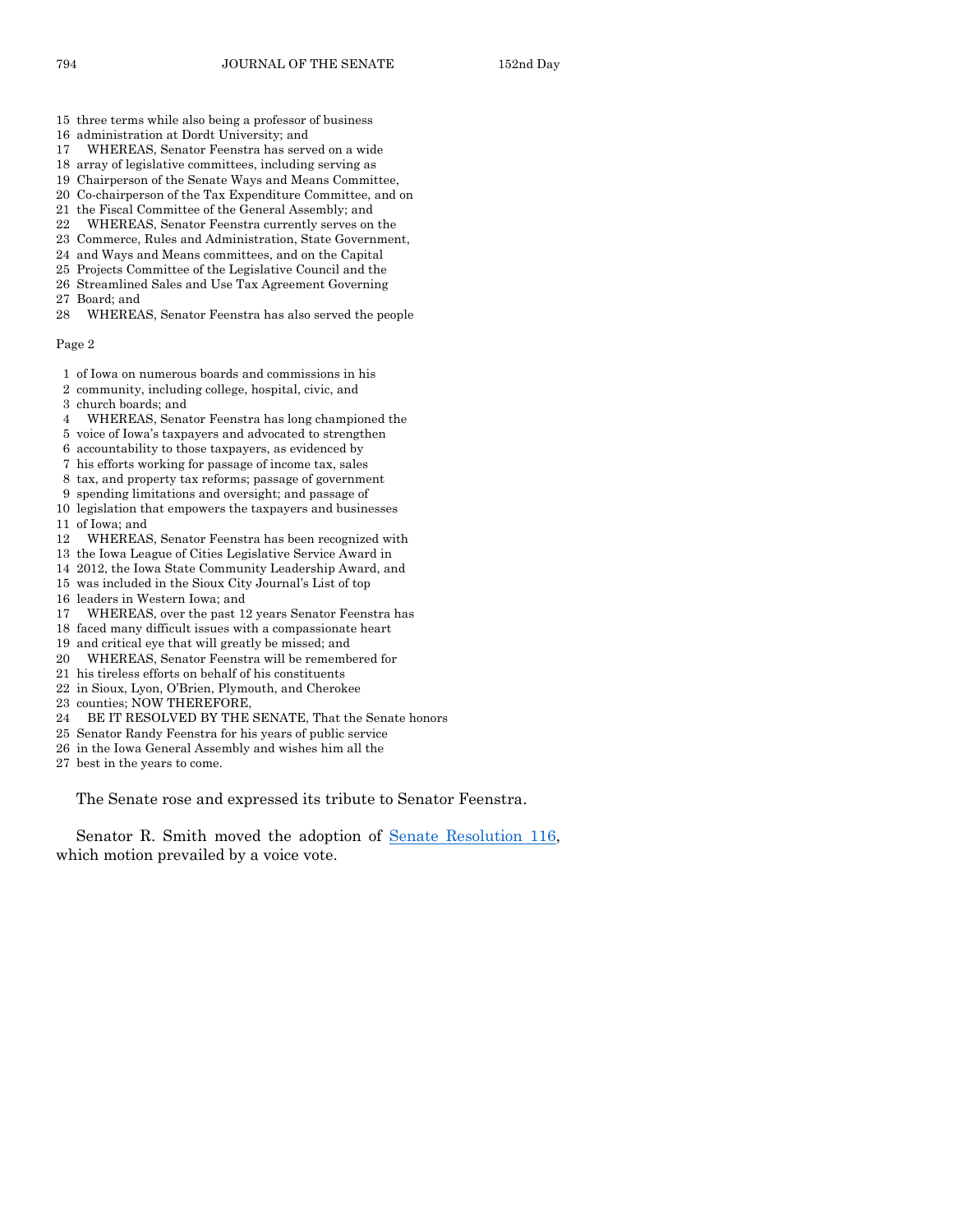15 three terms while also being a professor of business
16 administration at Dordt University; and
17 WHEREAS, Senator Feenstra has served on a wide
18 array of legislative committees, including serving as
19 Chairperson of the Senate Ways and Means Committee,
20 Co-chairperson of the Tax Expenditure Committee, and on
21 the Fiscal Committee of the General Assembly; and
22 WHEREAS, Senator Feenstra currently serves on the
23 Commerce, Rules and Administration, State Government,
24 and Ways and Means committees, and on the Capital
25 Projects Committee of the Legislative Council and the
26 Streamlined Sales and Use Tax Agreement Governing
27 Board; and
28 WHEREAS, Senator Feenstra has also served the people

Page 2

1 of Iowa on numerous boards and commissions in his
2 community, including college, hospital, civic, and
3 church boards; and
4 WHEREAS, Senator Feenstra has long championed the
5 voice of Iowa's taxpayers and advocated to strengthen
6 accountability to those taxpayers, as evidenced by
7 his efforts working for passage of income tax, sales
8 tax, and property tax reforms; passage of government
9 spending limitations and oversight; and passage of
10 legislation that empowers the taxpayers and businesses
11 of Iowa; and
12 WHEREAS, Senator Feenstra has been recognized with
13 the Iowa League of Cities Legislative Service Award in
14 2012, the Iowa State Community Leadership Award, and
15 was included in the Sioux City Journal's List of top
16 leaders in Western Iowa; and
17 WHEREAS, over the past 12 years Senator Feenstra has
18 faced many difficult issues with a compassionate heart
19 and critical eye that will greatly be missed; and
20 WHEREAS, Senator Feenstra will be remembered for
21 his tireless efforts on behalf of his constituents
22 in Sioux, Lyon, O'Brien, Plymouth, and Cherokee
23 counties; NOW THEREFORE,
24 BE IT RESOLVED BY THE SENATE, That the Senate honors
25 Senator Randy Feenstra for his years of public service
26 in the Iowa General Assembly and wishes him all the
27 best in the years to come.

The Senate rose and expressed its tribute to Senator Feenstra.

Senator R. Smith moved the adoption of Senate Resolution 116, which motion prevailed by a voice vote.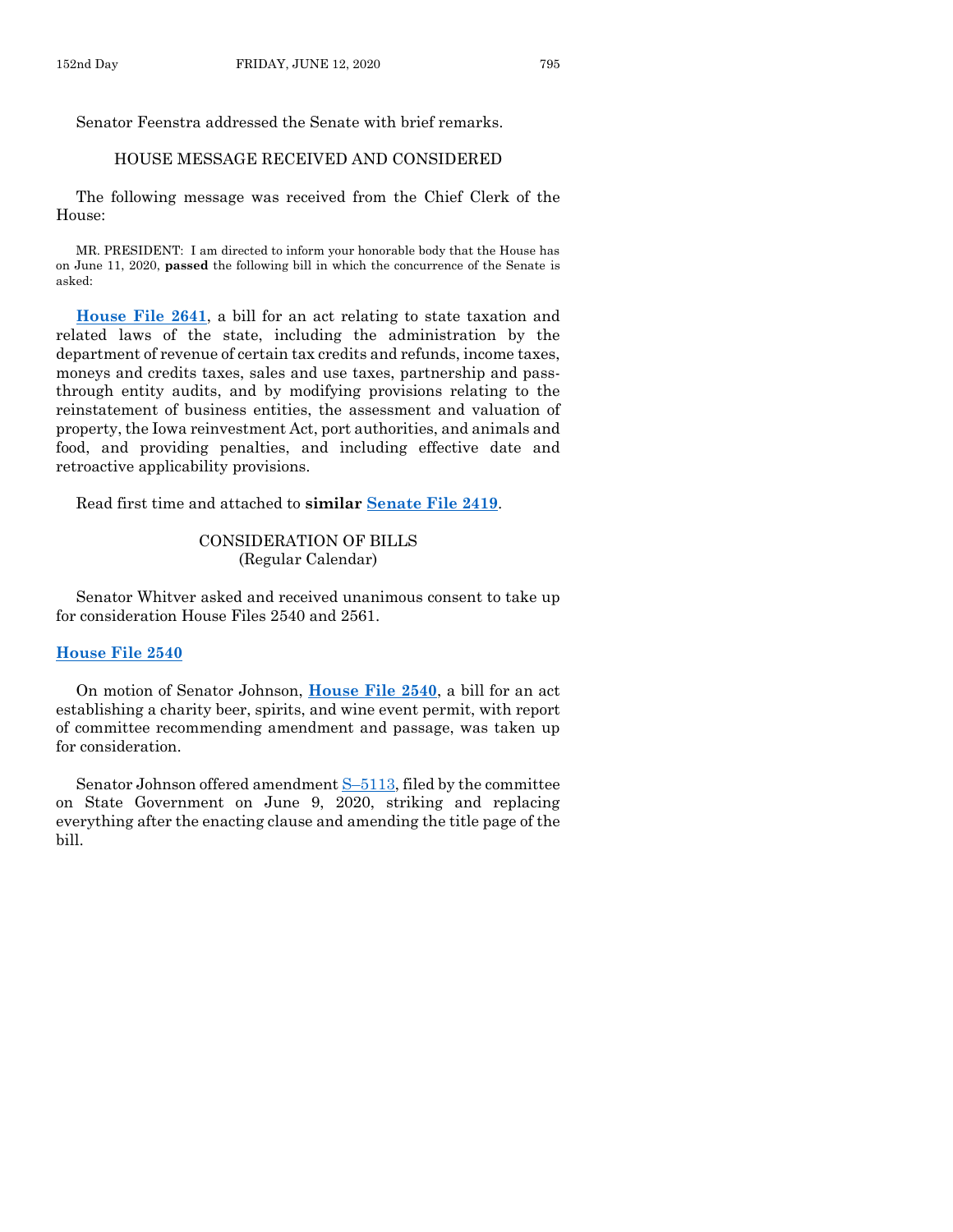Senator Feenstra addressed the Senate with brief remarks.

## HOUSE MESSAGE RECEIVED AND CONSIDERED

The following message was received from the Chief Clerk of the House:

MR. PRESIDENT: I am directed to inform your honorable body that the House has on June 11, 2020, **passed** the following bill in which the concurrence of the Senate is asked:

**House File 2641**, a bill for an act relating to state taxation and related laws of the state, including the administration by the department of revenue of certain tax credits and refunds, income taxes, moneys and credits taxes, sales and use taxes, partnership and pass-through entity audits, and by modifying provisions relating to the reinstatement of business entities, the assessment and valuation of property, the Iowa reinvestment Act, port authorities, and animals and food, and providing penalties, and including effective date and retroactive applicability provisions.

Read first time and attached to **similar Senate File 2419**.

## CONSIDERATION OF BILLS
(Regular Calendar)

Senator Whitver asked and received unanimous consent to take up for consideration House Files 2540 and 2561.

### House File 2540

On motion of Senator Johnson, **House File 2540**, a bill for an act establishing a charity beer, spirits, and wine event permit, with report of committee recommending amendment and passage, was taken up for consideration.

Senator Johnson offered amendment S–5113, filed by the committee on State Government on June 9, 2020, striking and replacing everything after the enacting clause and amending the title page of the bill.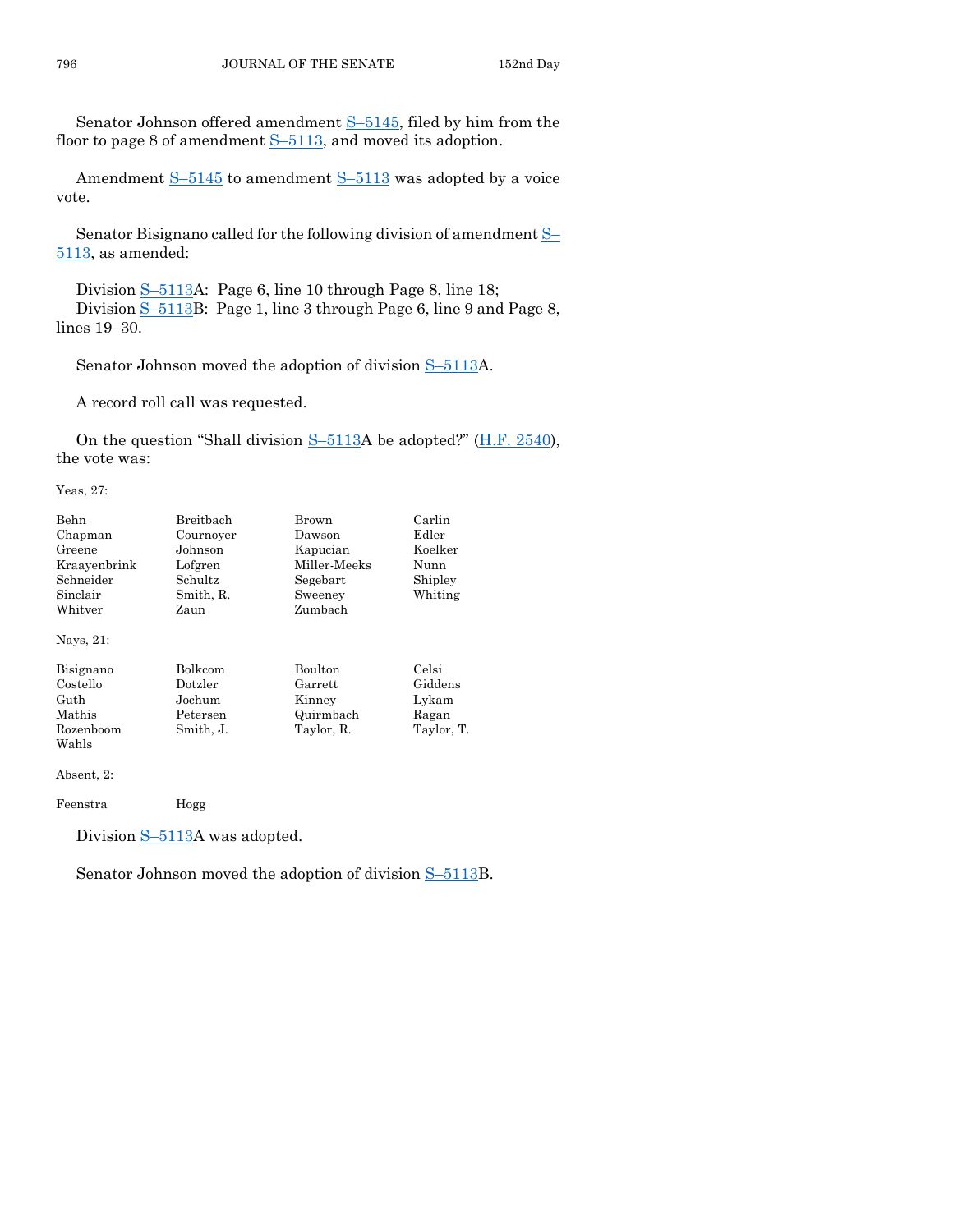Senator Johnson offered amendment S–5145, filed by him from the floor to page 8 of amendment S–5113, and moved its adoption.

Amendment S–5145 to amendment S–5113 was adopted by a voice vote.

Senator Bisignano called for the following division of amendment S–5113, as amended:

Division S–5113A: Page 6, line 10 through Page 8, line 18;
Division S–5113B: Page 1, line 3 through Page 6, line 9 and Page 8, lines 19–30.

Senator Johnson moved the adoption of division S–5113A.

A record roll call was requested.

On the question "Shall division S–5113A be adopted?" (H.F. 2540), the vote was:

Yeas, 27:

| | | | |
|---|---|---|---|
| Behn | Breitbach | Brown | Carlin |
| Chapman | Cournoyer | Dawson | Edler |
| Greene | Johnson | Kapucian | Koelker |
| Kraayenbrink | Lofgren | Miller-Meeks | Nunn |
| Schneider | Schultz | Segebart | Shipley |
| Sinclair | Smith, R. | Sweeney | Whiting |
| Whitver | Zaun | Zumbach | |

Nays, 21:

| | | | |
|---|---|---|---|
| Bisignano | Bolkcom | Boulton | Celsi |
| Costello | Dotzler | Garrett | Giddens |
| Guth | Jochum | Kinney | Lykam |
| Mathis | Petersen | Quirmbach | Ragan |
| Rozenboom | Smith, J. | Taylor, R. | Taylor, T. |
| Wahls | | | |

Absent, 2:

| | |
|---|---|
| Feenstra | Hogg |

Division S–5113A was adopted.

Senator Johnson moved the adoption of division S–5113B.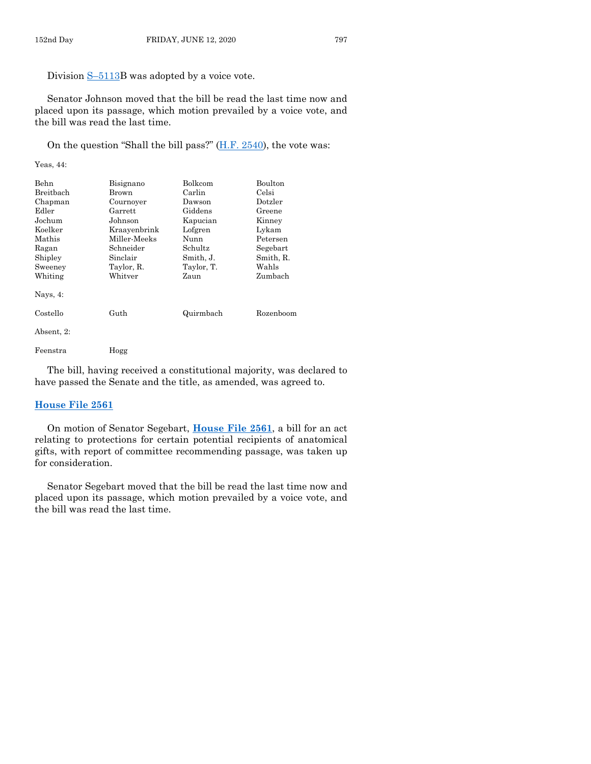Division S–5113B was adopted by a voice vote.

Senator Johnson moved that the bill be read the last time now and placed upon its passage, which motion prevailed by a voice vote, and the bill was read the last time.

On the question "Shall the bill pass?" (H.F. 2540), the vote was:

Yeas, 44:

| | | | |
|---|---|---|---|
| Behn | Bisignano | Bolkcom | Boulton |
| Breitbach | Brown | Carlin | Celsi |
| Chapman | Cournoyer | Dawson | Dotzler |
| Edler | Garrett | Giddens | Greene |
| Jochum | Johnson | Kapucian | Kinney |
| Koelker | Kraayenbrink | Lofgren | Lykam |
| Mathis | Miller-Meeks | Nunn | Petersen |
| Ragan | Schneider | Schultz | Segebart |
| Shipley | Sinclair | Smith, J. | Smith, R. |
| Sweeney | Taylor, R. | Taylor, T. | Wahls |
| Whiting | Whitver | Zaun | Zumbach |

Nays, 4:

| | | | |
|---|---|---|---|
| Costello | Guth | Quirmbach | Rozenboom |

Absent, 2:

| | |
|---|---|
| Feenstra | Hogg |

The bill, having received a constitutional majority, was declared to have passed the Senate and the title, as amended, was agreed to.

## House File 2561

On motion of Senator Segebart, **House File 2561**, a bill for an act relating to protections for certain potential recipients of anatomical gifts, with report of committee recommending passage, was taken up for consideration.

Senator Segebart moved that the bill be read the last time now and placed upon its passage, which motion prevailed by a voice vote, and the bill was read the last time.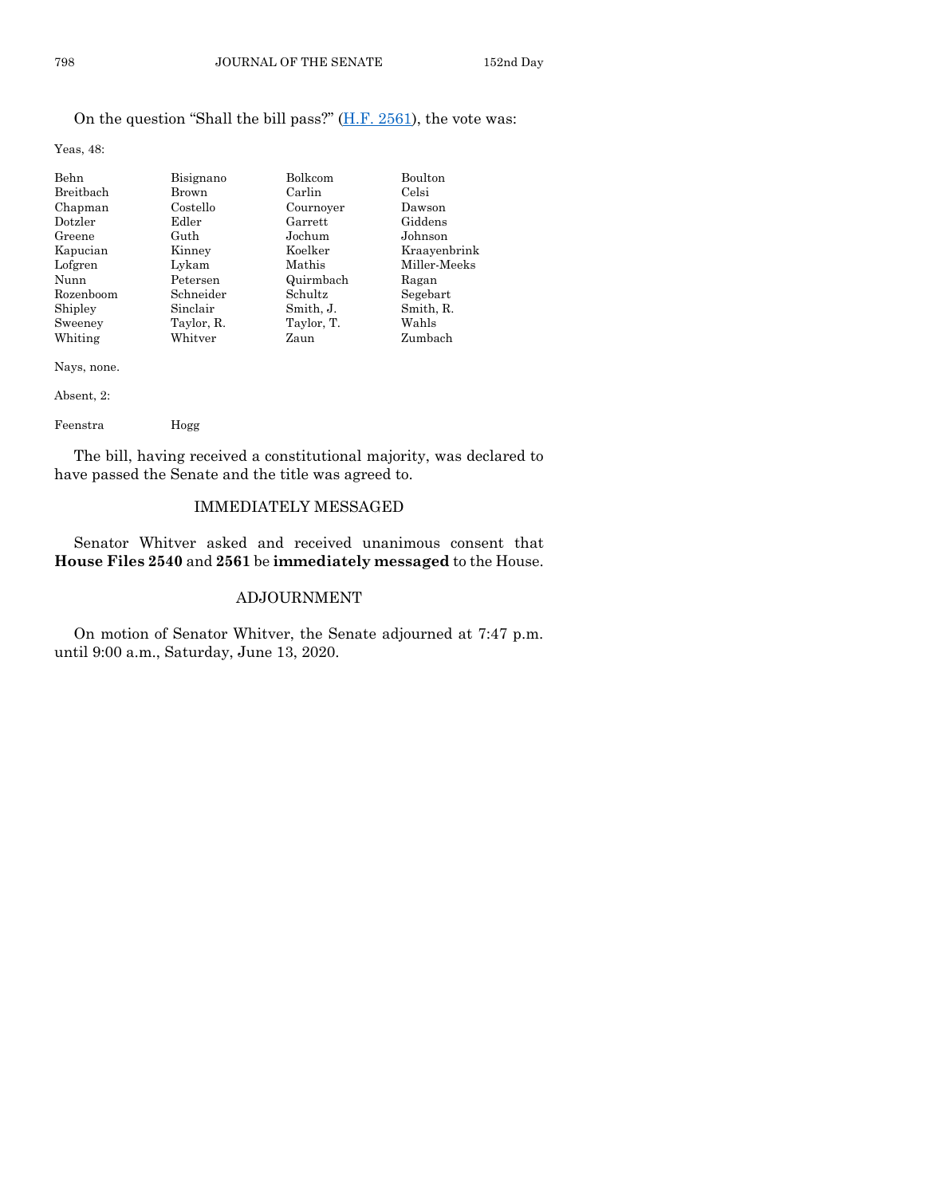On the question "Shall the bill pass?" (H.F. 2561), the vote was:

Yeas, 48:

| | | | |
|---|---|---|---|
| Behn | Bisignano | Bolkcom | Boulton |
| Breitbach | Brown | Carlin | Celsi |
| Chapman | Costello | Cournoyer | Dawson |
| Dotzler | Edler | Garrett | Giddens |
| Greene | Guth | Jochum | Johnson |
| Kapucian | Kinney | Koelker | Kraayenbrink |
| Lofgren | Lykam | Mathis | Miller-Meeks |
| Nunn | Petersen | Quirmbach | Ragan |
| Rozenboom | Schneider | Schultz | Segebart |
| Shipley | Sinclair | Smith, J. | Smith, R. |
| Sweeney | Taylor, R. | Taylor, T. | Wahls |
| Whiting | Whitver | Zaun | Zumbach |

Nays, none.

Absent, 2:

| | |
|---|---|
| Feenstra | Hogg |

The bill, having received a constitutional majority, was declared to have passed the Senate and the title was agreed to.

## IMMEDIATELY MESSAGED

Senator Whitver asked and received unanimous consent that **House Files 2540** and **2561** be **immediately messaged** to the House.

## ADJOURNMENT

On motion of Senator Whitver, the Senate adjourned at 7:47 p.m. until 9:00 a.m., Saturday, June 13, 2020.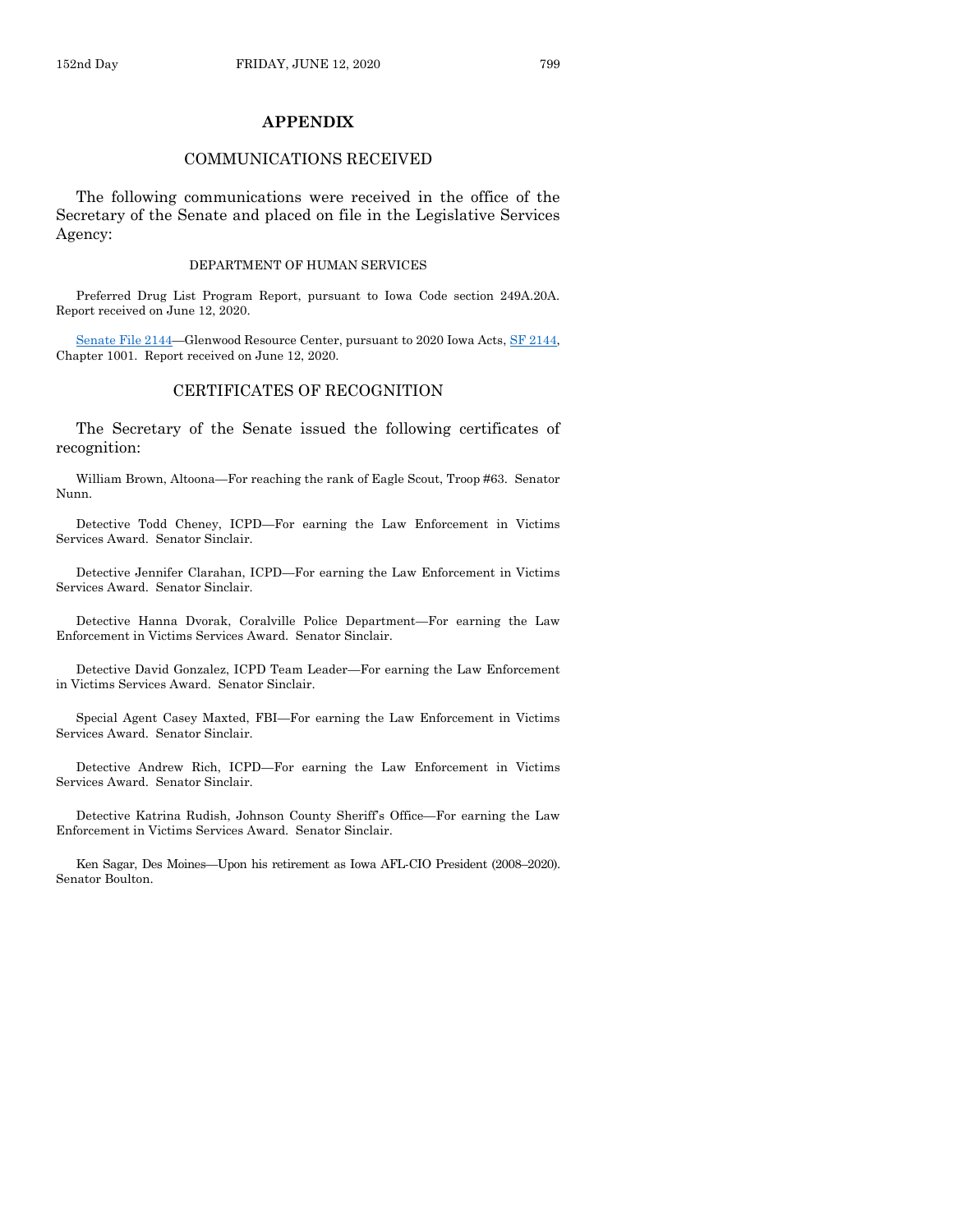# APPENDIX

## COMMUNICATIONS RECEIVED

The following communications were received in the office of the Secretary of the Senate and placed on file in the Legislative Services Agency:

### DEPARTMENT OF HUMAN SERVICES

Preferred Drug List Program Report, pursuant to Iowa Code section 249A.20A. Report received on June 12, 2020.

Senate File 2144—Glenwood Resource Center, pursuant to 2020 Iowa Acts, SF 2144, Chapter 1001. Report received on June 12, 2020.

## CERTIFICATES OF RECOGNITION

The Secretary of the Senate issued the following certificates of recognition:

William Brown, Altoona—For reaching the rank of Eagle Scout, Troop #63. Senator Nunn.

Detective Todd Cheney, ICPD—For earning the Law Enforcement in Victims Services Award. Senator Sinclair.

Detective Jennifer Clarahan, ICPD—For earning the Law Enforcement in Victims Services Award. Senator Sinclair.

Detective Hanna Dvorak, Coralville Police Department—For earning the Law Enforcement in Victims Services Award. Senator Sinclair.

Detective David Gonzalez, ICPD Team Leader—For earning the Law Enforcement in Victims Services Award. Senator Sinclair.

Special Agent Casey Maxted, FBI—For earning the Law Enforcement in Victims Services Award. Senator Sinclair.

Detective Andrew Rich, ICPD—For earning the Law Enforcement in Victims Services Award. Senator Sinclair.

Detective Katrina Rudish, Johnson County Sheriff's Office—For earning the Law Enforcement in Victims Services Award. Senator Sinclair.

Ken Sagar, Des Moines—Upon his retirement as Iowa AFL-CIO President (2008–2020). Senator Boulton.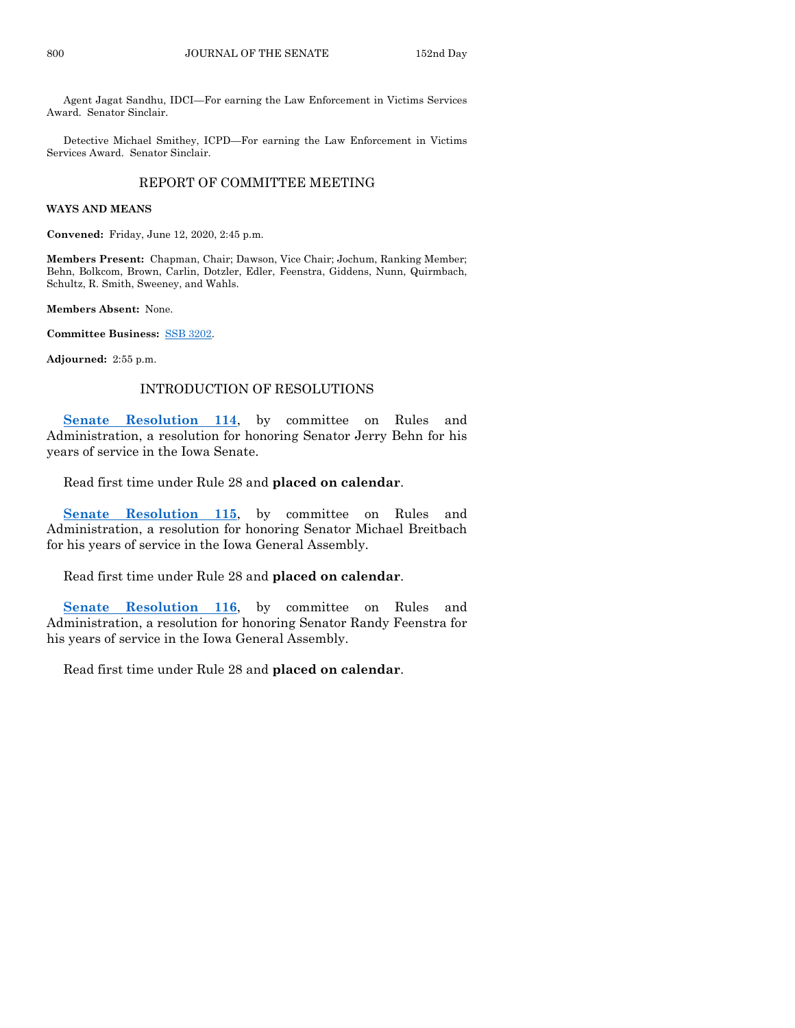Agent Jagat Sandhu, IDCI—For earning the Law Enforcement in Victims Services Award. Senator Sinclair.

Detective Michael Smithey, ICPD—For earning the Law Enforcement in Victims Services Award. Senator Sinclair.

## REPORT OF COMMITTEE MEETING

**WAYS AND MEANS**

**Convened:** Friday, June 12, 2020, 2:45 p.m.

**Members Present:** Chapman, Chair; Dawson, Vice Chair; Jochum, Ranking Member; Behn, Bolkcom, Brown, Carlin, Dotzler, Edler, Feenstra, Giddens, Nunn, Quirmbach, Schultz, R. Smith, Sweeney, and Wahls.

**Members Absent:** None.

**Committee Business:** SSB 3202.

**Adjourned:** 2:55 p.m.

## INTRODUCTION OF RESOLUTIONS

**Senate Resolution 114**, by committee on Rules and Administration, a resolution for honoring Senator Jerry Behn for his years of service in the Iowa Senate.

Read first time under Rule 28 and **placed on calendar**.

**Senate Resolution 115**, by committee on Rules and Administration, a resolution for honoring Senator Michael Breitbach for his years of service in the Iowa General Assembly.

Read first time under Rule 28 and **placed on calendar**.

**Senate Resolution 116**, by committee on Rules and Administration, a resolution for honoring Senator Randy Feenstra for his years of service in the Iowa General Assembly.

Read first time under Rule 28 and **placed on calendar**.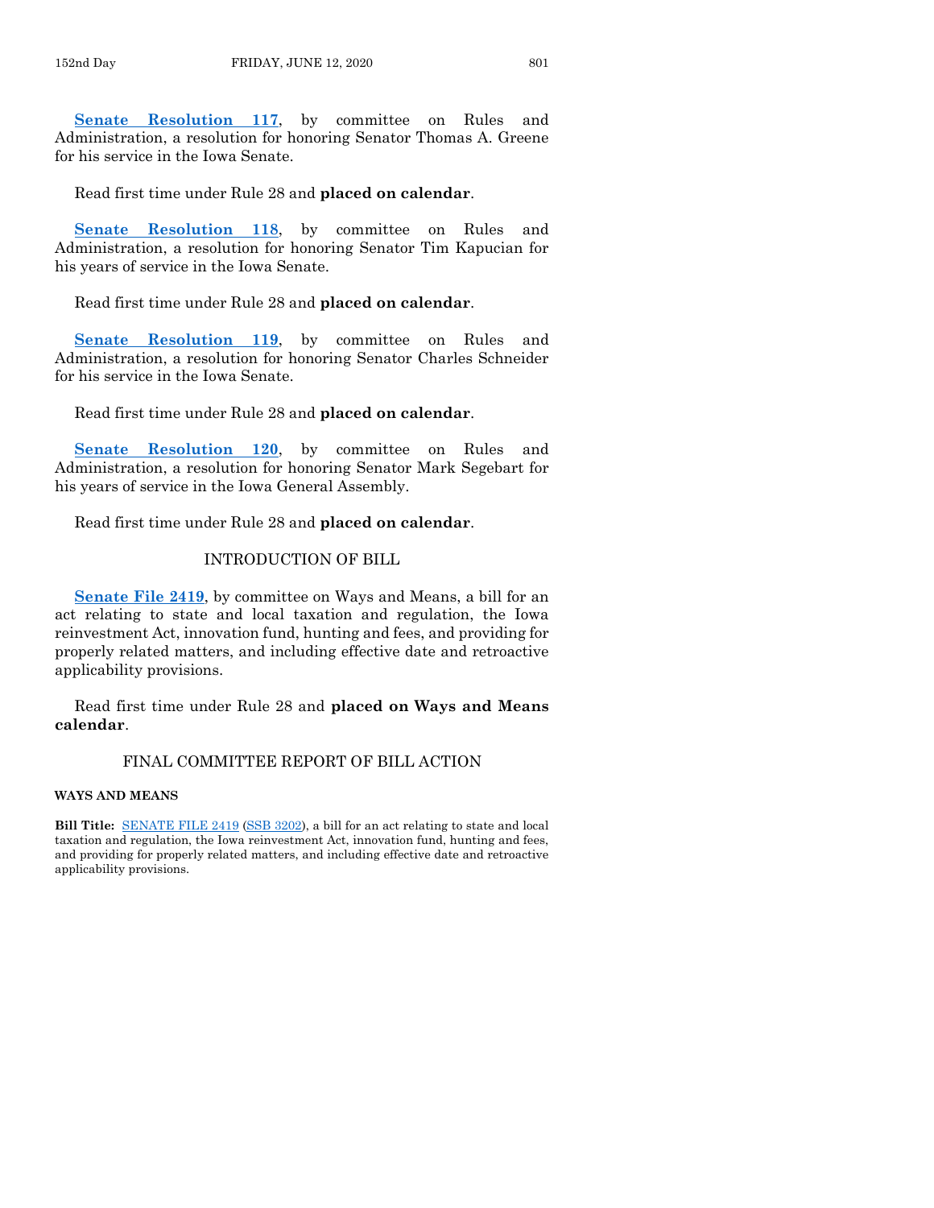**Senate Resolution 117**, by committee on Rules and Administration, a resolution for honoring Senator Thomas A. Greene for his service in the Iowa Senate.

Read first time under Rule 28 and **placed on calendar**.

**Senate Resolution 118**, by committee on Rules and Administration, a resolution for honoring Senator Tim Kapucian for his years of service in the Iowa Senate.

Read first time under Rule 28 and **placed on calendar**.

**Senate Resolution 119**, by committee on Rules and Administration, a resolution for honoring Senator Charles Schneider for his service in the Iowa Senate.

Read first time under Rule 28 and **placed on calendar**.

**Senate Resolution 120**, by committee on Rules and Administration, a resolution for honoring Senator Mark Segebart for his years of service in the Iowa General Assembly.

Read first time under Rule 28 and **placed on calendar**.

## INTRODUCTION OF BILL

**Senate File 2419**, by committee on Ways and Means, a bill for an act relating to state and local taxation and regulation, the Iowa reinvestment Act, innovation fund, hunting and fees, and providing for properly related matters, and including effective date and retroactive applicability provisions.

Read first time under Rule 28 and **placed on Ways and Means calendar**.

## FINAL COMMITTEE REPORT OF BILL ACTION

**WAYS AND MEANS**

**Bill Title:** SENATE FILE 2419 (SSB 3202), a bill for an act relating to state and local taxation and regulation, the Iowa reinvestment Act, innovation fund, hunting and fees, and providing for properly related matters, and including effective date and retroactive applicability provisions.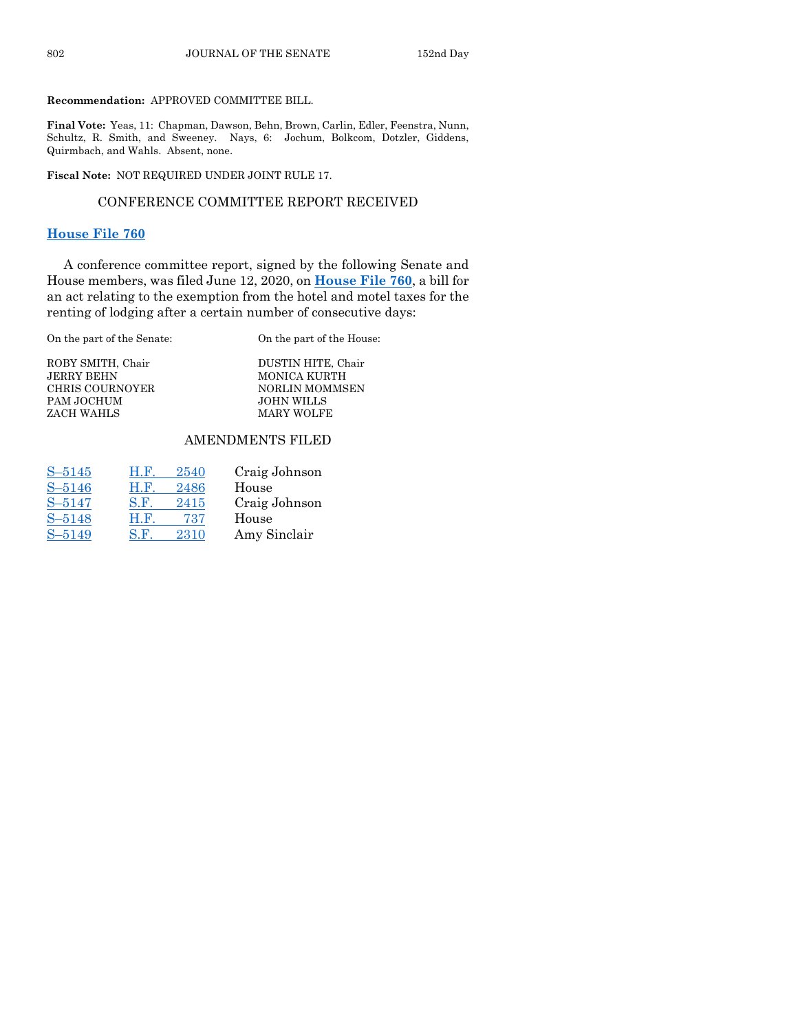**Recommendation:** APPROVED COMMITTEE BILL.

**Final Vote:** Yeas, 11: Chapman, Dawson, Behn, Brown, Carlin, Edler, Feenstra, Nunn, Schultz, R. Smith, and Sweeney. Nays, 6: Jochum, Bolkcom, Dotzler, Giddens, Quirmbach, and Wahls. Absent, none.

**Fiscal Note:** NOT REQUIRED UNDER JOINT RULE 17.

## CONFERENCE COMMITTEE REPORT RECEIVED

### House File 760

A conference committee report, signed by the following Senate and House members, was filed June 12, 2020, on **House File 760**, a bill for an act relating to the exemption from the hotel and motel taxes for the renting of lodging after a certain number of consecutive days:

| On the part of the Senate: | On the part of the House: |
|---|---|
| ROBY SMITH, Chair | DUSTIN HITE, Chair |
| JERRY BEHN | MONICA KURTH |
| CHRIS COURNOYER | NORLIN MOMMSEN |
| PAM JOCHUM | JOHN WILLS |
| ZACH WAHLS | MARY WOLFE |

## AMENDMENTS FILED

| | | |
|---|---|---|
| S–5145 | H.F. 2540 | Craig Johnson |
| S–5146 | H.F. 2486 | House |
| S–5147 | S.F. 2415 | Craig Johnson |
| S–5148 | H.F. 737 | House |
| S–5149 | S.F. 2310 | Amy Sinclair |